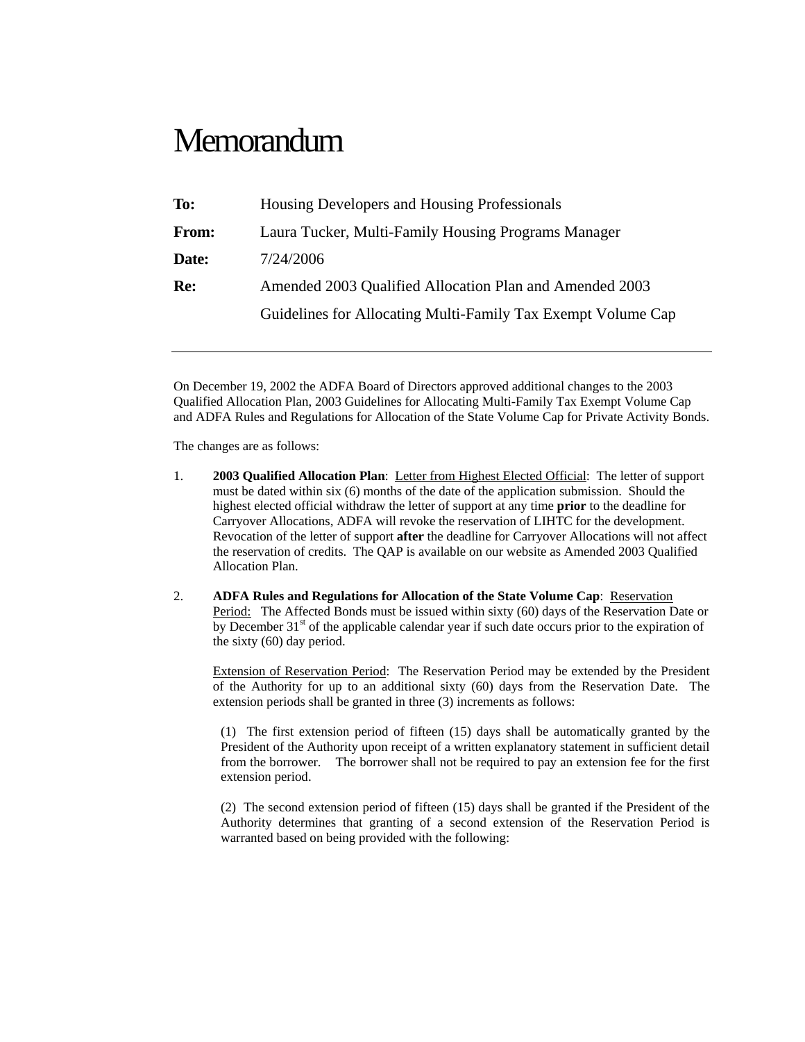# Memorandum

**To:** Housing Developers and Housing Professionals

**From:** Laura Tucker, Multi-Family Housing Programs Manager

**Date:** 7/24/2006

**Re:** Amended 2003 Qualified Allocation Plan and Amended 2003 Guidelines for Allocating Multi-Family Tax Exempt Volume Cap

---

On December 19, 2002 the ADFA Board of Directors approved additional changes to the 2003 Qualified Allocation Plan, 2003 Guidelines for Allocating Multi-Family Tax Exempt Volume Cap and ADFA Rules and Regulations for Allocation of the State Volume Cap for Private Activity Bonds.

The changes are as follows:

1. **2003 Qualified Allocation Plan**: <u>Letter from Highest Elected Official</u>: The letter of support must be dated within six (6) months of the date of the application submission. Should the highest elected official withdraw the letter of support at any time **prior** to the deadline for Carryover Allocations, ADFA will revoke the reservation of LIHTC for the development. Revocation of the letter of support **after** the deadline for Carryover Allocations will not affect the reservation of credits. The QAP is available on our website as Amended 2003 Qualified Allocation Plan.

2. **ADFA Rules and Regulations for Allocation of the State Volume Cap**: <u>Reservation Period:</u> The Affected Bonds must be issued within sixty (60) days of the Reservation Date or by December 31st of the applicable calendar year if such date occurs prior to the expiration of the sixty (60) day period.

   <u>Extension of Reservation Period</u>: The Reservation Period may be extended by the President of the Authority for up to an additional sixty (60) days from the Reservation Date. The extension periods shall be granted in three (3) increments as follows:

   (1) The first extension period of fifteen (15) days shall be automatically granted by the President of the Authority upon receipt of a written explanatory statement in sufficient detail from the borrower. The borrower shall not be required to pay an extension fee for the first extension period.

   (2) The second extension period of fifteen (15) days shall be granted if the President of the Authority determines that granting of a second extension of the Reservation Period is warranted based on being provided with the following: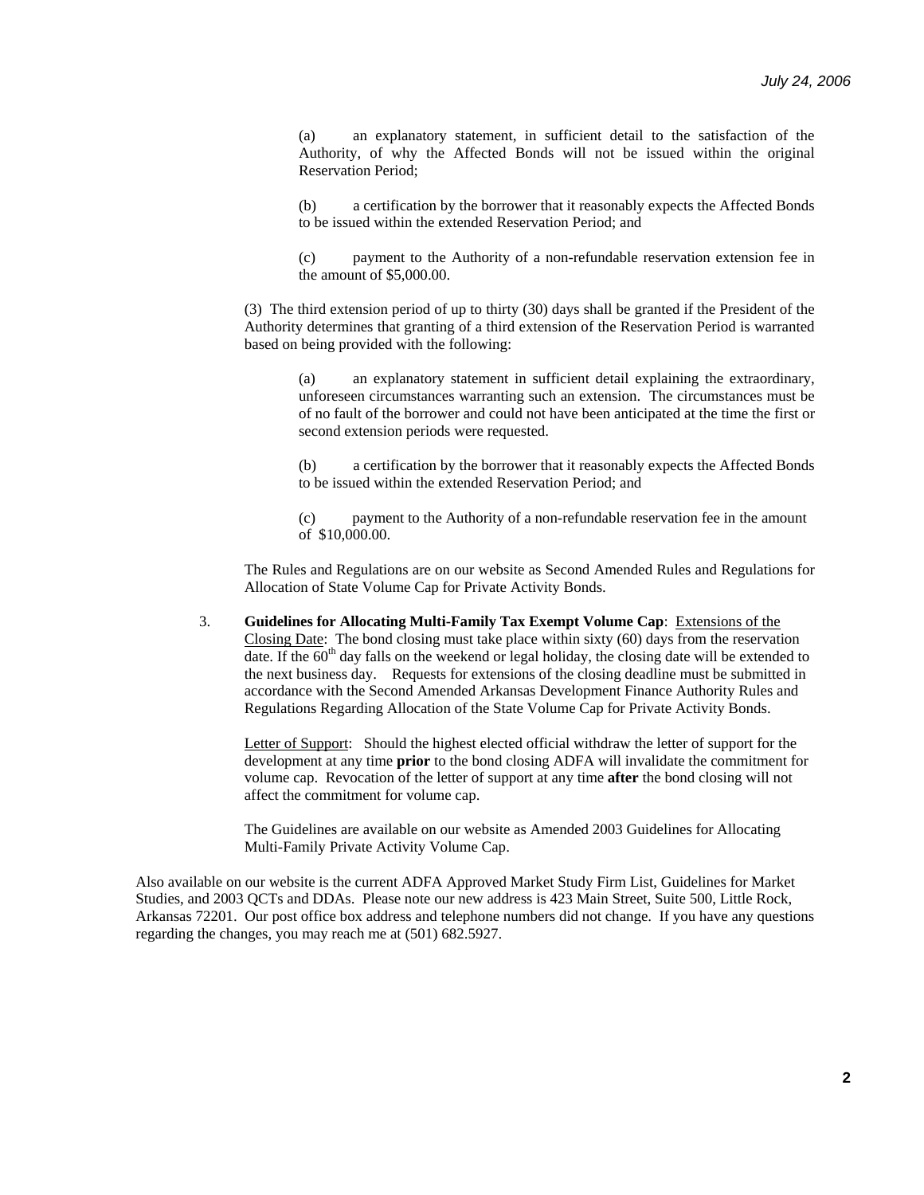(a) an explanatory statement, in sufficient detail to the satisfaction of the Authority, of why the Affected Bonds will not be issued within the original Reservation Period;

(b) a certification by the borrower that it reasonably expects the Affected Bonds to be issued within the extended Reservation Period; and

(c) payment to the Authority of a non-refundable reservation extension fee in the amount of $5,000.00.

(3) The third extension period of up to thirty (30) days shall be granted if the President of the Authority determines that granting of a third extension of the Reservation Period is warranted based on being provided with the following:

(a) an explanatory statement in sufficient detail explaining the extraordinary, unforeseen circumstances warranting such an extension. The circumstances must be of no fault of the borrower and could not have been anticipated at the time the first or second extension periods were requested.

(b) a certification by the borrower that it reasonably expects the Affected Bonds to be issued within the extended Reservation Period; and

(c) payment to the Authority of a non-refundable reservation fee in the amount of $10,000.00.

The Rules and Regulations are on our website as Second Amended Rules and Regulations for Allocation of State Volume Cap for Private Activity Bonds.

3. **Guidelines for Allocating Multi-Family Tax Exempt Volume Cap**: Extensions of the Closing Date: The bond closing must take place within sixty (60) days from the reservation date. If the 60th day falls on the weekend or legal holiday, the closing date will be extended to the next business day. Requests for extensions of the closing deadline must be submitted in accordance with the Second Amended Arkansas Development Finance Authority Rules and Regulations Regarding Allocation of the State Volume Cap for Private Activity Bonds.

   Letter of Support: Should the highest elected official withdraw the letter of support for the development at any time **prior** to the bond closing ADFA will invalidate the commitment for volume cap. Revocation of the letter of support at any time **after** the bond closing will not affect the commitment for volume cap.

   The Guidelines are available on our website as Amended 2003 Guidelines for Allocating Multi-Family Private Activity Volume Cap.

Also available on our website is the current ADFA Approved Market Study Firm List, Guidelines for Market Studies, and 2003 QCTs and DDAs. Please note our new address is 423 Main Street, Suite 500, Little Rock, Arkansas 72201. Our post office box address and telephone numbers did not change. If you have any questions regarding the changes, you may reach me at (501) 682.5927.